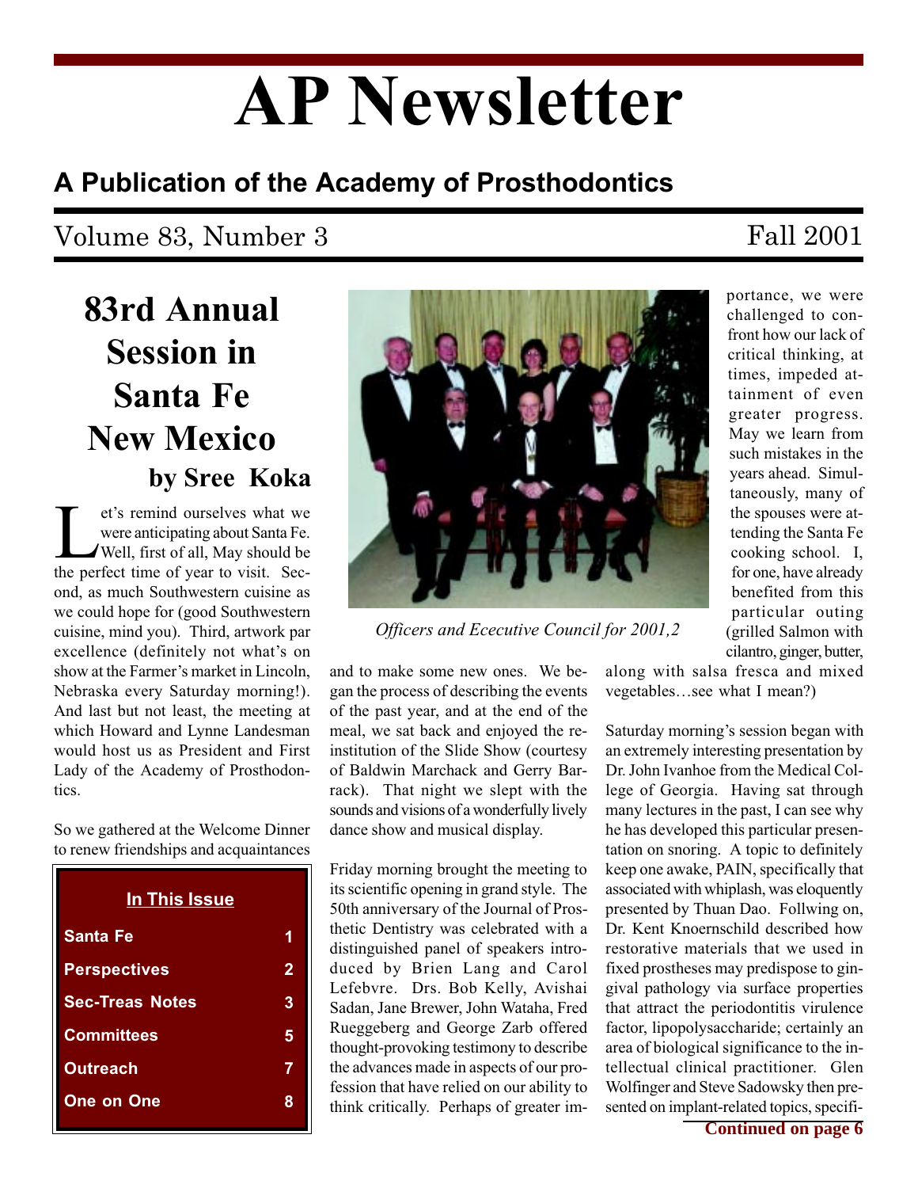# AP Newsletter

## A Publication of the Academy of Prosthodontics

Volume 83, Number 3 Fall 2001

# 83rd Annual Session in Santa Fe New Mexico

### by Sree Koka

Let's remind ourselves what we were anticipating about Santa Fe. Well, first of all, May should be the perfect time of year to visit. Second, as much Southwestern cuisine as we could hope for (good Southwestern cuisine, mind you). Third, artwork par excellence (definitely not what's on show at the Farmer's market in Lincoln, Nebraska every Saturday morning!). And last but not least, the meeting at which Howard and Lynne Landesman would host us as President and First Lady of the Academy of Prosthodontics.

So we gathered at the Welcome Dinner to renew friendships and acquaintances and to make some new ones. We began the process of describing the events of the past year, and at the end of the meal, we sat back and enjoyed the reinstitution of the Slide Show (courtesy of Baldwin Marchack and Gerry Barrack). That night we slept with the sounds and visions of a wonderfully lively dance show and musical display.

| In This Issue | |
|---|---|
| Santa Fe | 1 |
| Perspectives | 2 |
| Sec-Treas Notes | 3 |
| Committees | 5 |
| Outreach | 7 |
| One on One | 8 |

*Officers and Ececutive Council for 2001,2*

Friday morning brought the meeting to its scientific opening in grand style. The 50th anniversary of the Journal of Prosthetic Dentistry was celebrated with a distinguished panel of speakers introduced by Brien Lang and Carol Lefebvre. Drs. Bob Kelly, Avishai Sadan, Jane Brewer, John Wataha, Fred Rueggeberg and George Zarb offered thought-provoking testimony to describe the advances made in aspects of our profession that have relied on our ability to think critically. Perhaps of greater importance, we were challenged to confront how our lack of critical thinking, at times, impeded attainment of even greater progress. May we learn from such mistakes in the years ahead. Simultaneously, many of the spouses were attending the Santa Fe cooking school. I, for one, have already benefited from this particular outing (grilled Salmon with cilantro, ginger, butter, along with salsa fresca and mixed vegetables…see what I mean?)

Saturday morning's session began with an extremely interesting presentation by Dr. John Ivanhoe from the Medical College of Georgia. Having sat through many lectures in the past, I can see why he has developed this particular presentation on snoring. A topic to definitely keep one awake, PAIN, specifically that associated with whiplash, was eloquently presented by Thuan Dao. Follwing on, Dr. Kent Knoernschild described how restorative materials that we used in fixed prostheses may predispose to gingival pathology via surface properties that attract the periodontitis virulence factor, lipopolysaccharide; certainly an area of biological significance to the intellectual clinical practitioner. Glen Wolfinger and Steve Sadowsky then presented on implant-related topics, specifi-

**Continued on page 6**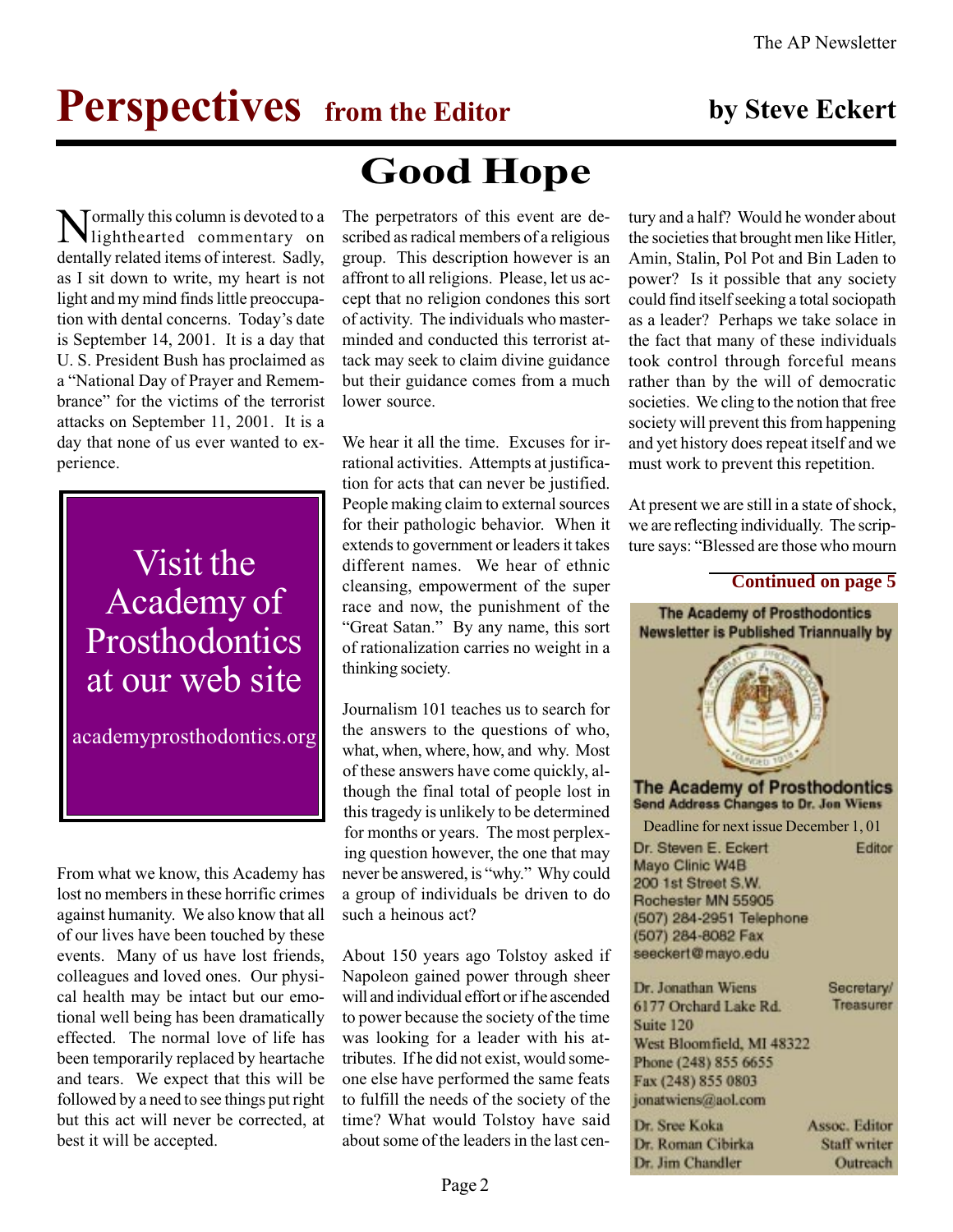# Perspectives from the Editor

**by Steve Eckert**

## Good Hope

Normally this column is devoted to a lighthearted commentary on dentally related items of interest. Sadly, as I sit down to write, my heart is not light and my mind finds little preoccupation with dental concerns. Today's date is September 14, 2001. It is a day that U. S. President Bush has proclaimed as a "National Day of Prayer and Remembrance" for the victims of the terrorist attacks on September 11, 2001. It is a day that none of us ever wanted to experience.

Visit the Academy of Prosthodontics at our web site

academyprosthodontics.org

From what we know, this Academy has lost no members in these horrific crimes against humanity. We also know that all of our lives have been touched by these events. Many of us have lost friends, colleagues and loved ones. Our physical health may be intact but our emotional well being has been dramatically effected. The normal love of life has been temporarily replaced by heartache and tears. We expect that this will be followed by a need to see things put right but this act will never be corrected, at best it will be accepted.

The perpetrators of this event are described as radical members of a religious group. This description however is an affront to all religions. Please, let us accept that no religion condones this sort of activity. The individuals who masterminded and conducted this terrorist attack may seek to claim divine guidance but their guidance comes from a much lower source.

We hear it all the time. Excuses for irrational activities. Attempts at justification for acts that can never be justified. People making claim to external sources for their pathologic behavior. When it extends to government or leaders it takes different names. We hear of ethnic cleansing, empowerment of the super race and now, the punishment of the "Great Satan." By any name, this sort of rationalization carries no weight in a thinking society.

Journalism 101 teaches us to search for the answers to the questions of who, what, when, where, how, and why. Most of these answers have come quickly, although the final total of people lost in this tragedy is unlikely to be determined for months or years. The most perplexing question however, the one that may never be answered, is "why." Why could a group of individuals be driven to do such a heinous act?

About 150 years ago Tolstoy asked if Napoleon gained power through sheer will and individual effort or if he ascended to power because the society of the time was looking for a leader with his attributes. If he did not exist, would someone else have performed the same feats to fulfill the needs of the society of the time? What would Tolstoy have said about some of the leaders in the last century and a half? Would he wonder about the societies that brought men like Hitler, Amin, Stalin, Pol Pot and Bin Laden to power? Is it possible that any society could find itself seeking a total sociopath as a leader? Perhaps we take solace in the fact that many of these individuals took control through forceful means rather than by the will of democratic societies. We cling to the notion that free society will prevent this from happening and yet history does repeat itself and we must work to prevent this repetition.

At present we are still in a state of shock, we are reflecting individually. The scripture says: "Blessed are those who mourn

**Continued on page 5**

---

**The Academy of Prosthodontics Newsletter is Published Triannually by**

**The Academy of Prosthodontics**
**Send Address Changes to Dr. Jon Wiens**

Deadline for next issue December 1, 01

Dr. Steven E. Eckert — Editor
Mayo Clinic W4B
200 1st Street S.W.
Rochester MN 55905
(507) 284-2951 Telephone
(507) 284-8082 Fax
seeckert@mayo.edu

Dr. Jonathan Wiens — Secretary/Treasurer
6177 Orchard Lake Rd.
Suite 120
West Bloomfield, MI 48322
Phone (248) 855 6655
Fax (248) 855 0803
jonatwiens@aol.com

Dr. Sree Koka — Assoc. Editor
Dr. Roman Cibirka — Staff writer
Dr. Jim Chandler — Outreach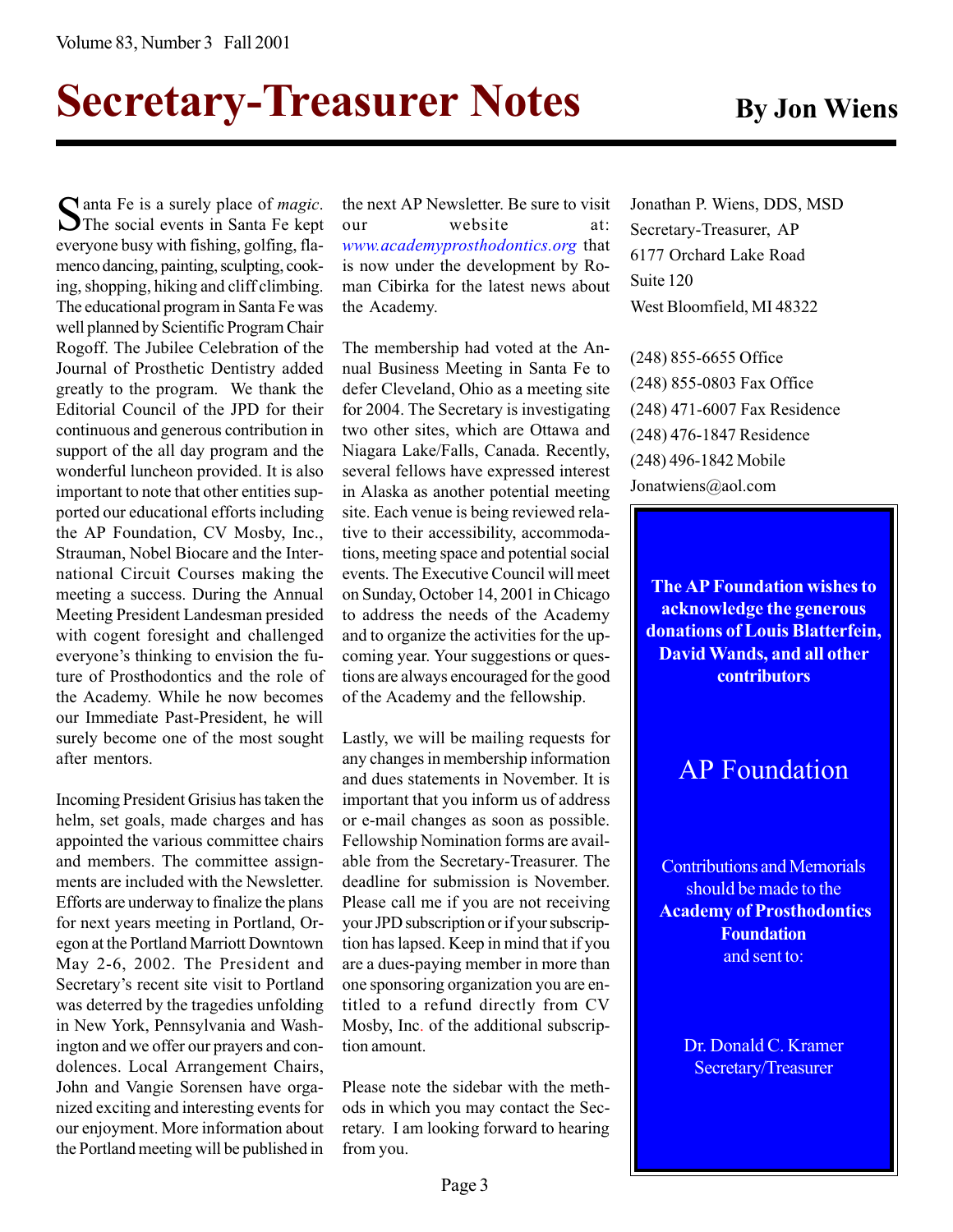# Secretary-Treasurer Notes

**By Jon Wiens**

Santa Fe is a surely place of *magic*. The social events in Santa Fe kept everyone busy with fishing, golfing, flamenco dancing, painting, sculpting, cooking, shopping, hiking and cliff climbing. The educational program in Santa Fe was well planned by Scientific Program Chair Rogoff. The Jubilee Celebration of the Journal of Prosthetic Dentistry added greatly to the program. We thank the Editorial Council of the JPD for their continuous and generous contribution in support of the all day program and the wonderful luncheon provided. It is also important to note that other entities supported our educational efforts including the AP Foundation, CV Mosby, Inc., Strauman, Nobel Biocare and the International Circuit Courses making the meeting a success. During the Annual Meeting President Landesman presided with cogent foresight and challenged everyone's thinking to envision the future of Prosthodontics and the role of the Academy. While he now becomes our Immediate Past-President, he will surely become one of the most sought after mentors.

Incoming President Grisius has taken the helm, set goals, made charges and has appointed the various committee chairs and members. The committee assignments are included with the Newsletter. Efforts are underway to finalize the plans for next years meeting in Portland, Oregon at the Portland Marriott Downtown May 2-6, 2002. The President and Secretary's recent site visit to Portland was deterred by the tragedies unfolding in New York, Pennsylvania and Washington and we offer our prayers and condolences. Local Arrangement Chairs, John and Vangie Sorensen have organized exciting and interesting events for our enjoyment. More information about the Portland meeting will be published in the next AP Newsletter. Be sure to visit our website at: www.academyprosthodontics.org that is now under the development by Roman Cibirka for the latest news about the Academy.

The membership had voted at the Annual Business Meeting in Santa Fe to defer Cleveland, Ohio as a meeting site for 2004. The Secretary is investigating two other sites, which are Ottawa and Niagara Lake/Falls, Canada. Recently, several fellows have expressed interest in Alaska as another potential meeting site. Each venue is being reviewed relative to their accessibility, accommodations, meeting space and potential social events. The Executive Council will meet on Sunday, October 14, 2001 in Chicago to address the needs of the Academy and to organize the activities for the upcoming year. Your suggestions or questions are always encouraged for the good of the Academy and the fellowship.

Lastly, we will be mailing requests for any changes in membership information and dues statements in November. It is important that you inform us of address or e-mail changes as soon as possible. Fellowship Nomination forms are available from the Secretary-Treasurer. The deadline for submission is November. Please call me if you are not receiving your JPD subscription or if your subscription has lapsed. Keep in mind that if you are a dues-paying member in more than one sponsoring organization you are entitled to a refund directly from CV Mosby, Inc. of the additional subscription amount.

Please note the sidebar with the methods in which you may contact the Secretary. I am looking forward to hearing from you.

Jonathan P. Wiens, DDS, MSD
Secretary-Treasurer, AP
6177 Orchard Lake Road
Suite 120
West Bloomfield, MI 48322

(248) 855-6655 Office
(248) 855-0803 Fax Office
(248) 471-6007 Fax Residence
(248) 476-1847 Residence
(248) 496-1842 Mobile
Jonatwiens@aol.com

**The AP Foundation wishes to acknowledge the generous donations of Louis Blatterfein, David Wands, and all other contributors**

AP Foundation

Contributions and Memorials should be made to the **Academy of Prosthodontics Foundation** and sent to:

Dr. Donald C. Kramer
Secretary/Treasurer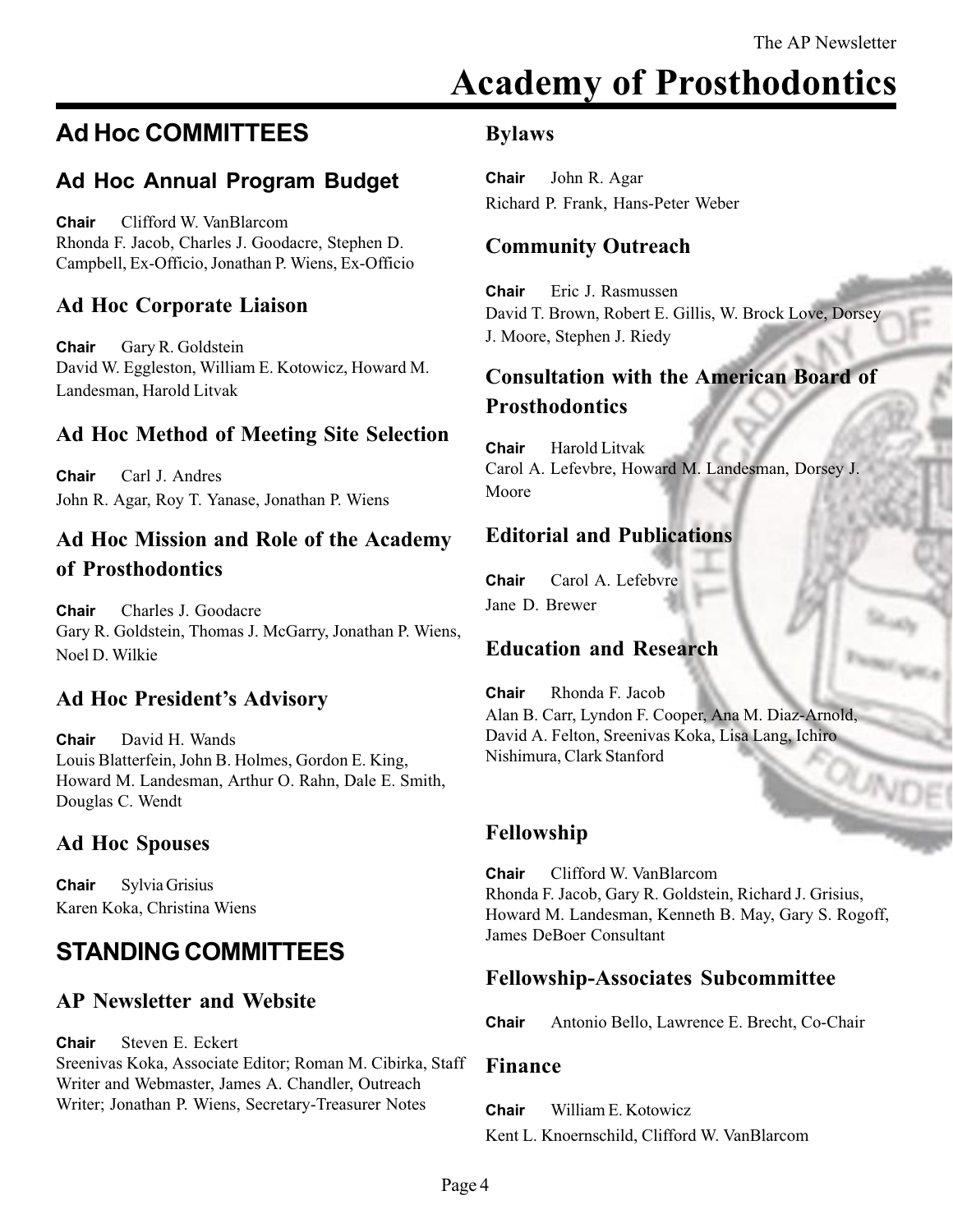# Academy of Prosthodontics

## Ad Hoc COMMITTEES

### Ad Hoc Annual Program Budget

**Chair** Clifford W. VanBlarcom
Rhonda F. Jacob, Charles J. Goodacre, Stephen D. Campbell, Ex-Officio, Jonathan P. Wiens, Ex-Officio

### Ad Hoc Corporate Liaison

**Chair** Gary R. Goldstein
David W. Eggleston, William E. Kotowicz, Howard M. Landesman, Harold Litvak

### Ad Hoc Method of Meeting Site Selection

**Chair** Carl J. Andres
John R. Agar, Roy T. Yanase, Jonathan P. Wiens

### Ad Hoc Mission and Role of the Academy of Prosthodontics

**Chair** Charles J. Goodacre
Gary R. Goldstein, Thomas J. McGarry, Jonathan P. Wiens, Noel D. Wilkie

### Ad Hoc President's Advisory

**Chair** David H. Wands
Louis Blatterfein, John B. Holmes, Gordon E. King, Howard M. Landesman, Arthur O. Rahn, Dale E. Smith, Douglas C. Wendt

### Ad Hoc Spouses

**Chair** Sylvia Grisius
Karen Koka, Christina Wiens

## STANDING COMMITTEES

### AP Newsletter and Website

**Chair** Steven E. Eckert
Sreenivas Koka, Associate Editor; Roman M. Cibirka, Staff Writer and Webmaster, James A. Chandler, Outreach Writer; Jonathan P. Wiens, Secretary-Treasurer Notes

### Bylaws

**Chair** John R. Agar
Richard P. Frank, Hans-Peter Weber

### Community Outreach

**Chair** Eric J. Rasmussen
David T. Brown, Robert E. Gillis, W. Brock Love, Dorsey J. Moore, Stephen J. Riedy

### Consultation with the American Board of Prosthodontics

**Chair** Harold Litvak
Carol A. Lefevbre, Howard M. Landesman, Dorsey J. Moore

### Editorial and Publications

**Chair** Carol A. Lefebvre
Jane D. Brewer

### Education and Research

**Chair** Rhonda F. Jacob
Alan B. Carr, Lyndon F. Cooper, Ana M. Diaz-Arnold, David A. Felton, Sreenivas Koka, Lisa Lang, Ichiro Nishimura, Clark Stanford

### Fellowship

**Chair** Clifford W. VanBlarcom
Rhonda F. Jacob, Gary R. Goldstein, Richard J. Grisius, Howard M. Landesman, Kenneth B. May, Gary S. Rogoff, James DeBoer Consultant

### Fellowship-Associates Subcommittee

**Chair** Antonio Bello, Lawrence E. Brecht, Co-Chair

### Finance

**Chair** William E. Kotowicz
Kent L. Knoernschild, Clifford W. VanBlarcom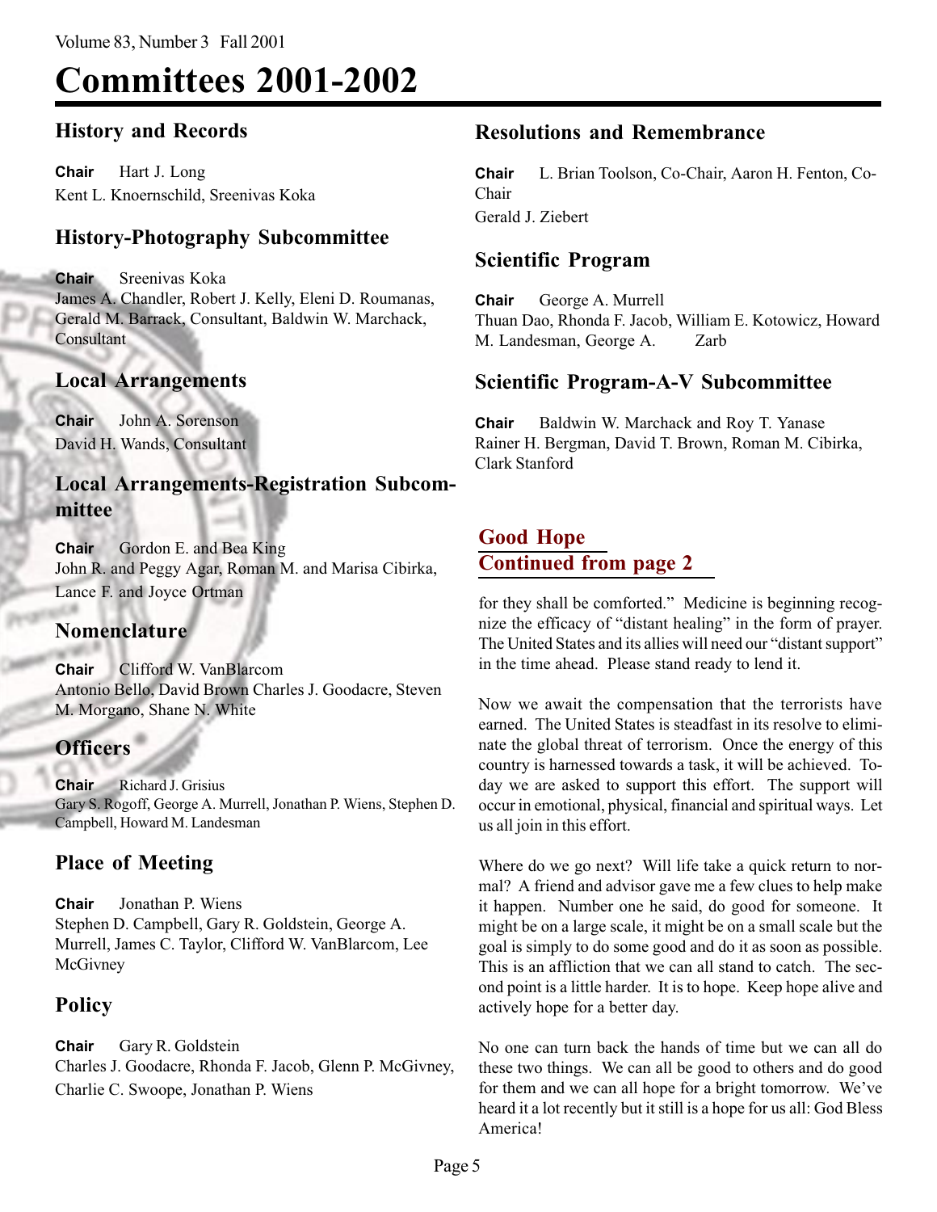# Committees 2001-2002

## History and Records

**Chair** Hart J. Long
Kent L. Knoernschild, Sreenivas Koka

## History-Photography Subcommittee

**Chair** Sreenivas Koka
James A. Chandler, Robert J. Kelly, Eleni D. Roumanas, Gerald M. Barrack, Consultant, Baldwin W. Marchack, Consultant

## Local Arrangements

**Chair** John A. Sorenson
David H. Wands, Consultant

## Local Arrangements-Registration Subcommittee

**Chair** Gordon E. and Bea King
John R. and Peggy Agar, Roman M. and Marisa Cibirka, Lance F. and Joyce Ortman

## Nomenclature

**Chair** Clifford W. VanBlarcom
Antonio Bello, David Brown Charles J. Goodacre, Steven M. Morgano, Shane N. White

## Officers

**Chair** Richard J. Grisius
Gary S. Rogoff, George A. Murrell, Jonathan P. Wiens, Stephen D. Campbell, Howard M. Landesman

## Place of Meeting

**Chair** Jonathan P. Wiens
Stephen D. Campbell, Gary R. Goldstein, George A. Murrell, James C. Taylor, Clifford W. VanBlarcom, Lee McGivney

## Policy

**Chair** Gary R. Goldstein
Charles J. Goodacre, Rhonda F. Jacob, Glenn P. McGivney, Charlie C. Swoope, Jonathan P. Wiens

## Resolutions and Remembrance

**Chair** L. Brian Toolson, Co-Chair, Aaron H. Fenton, Co-Chair
Gerald J. Ziebert

## Scientific Program

**Chair** George A. Murrell
Thuan Dao, Rhonda F. Jacob, William E. Kotowicz, Howard M. Landesman, George A. Zarb

## Scientific Program-A-V Subcommittee

**Chair** Baldwin W. Marchack and Roy T. Yanase
Rainer H. Bergman, David T. Brown, Roman M. Cibirka, Clark Stanford

## Good Hope
## Continued from page 2

for they shall be comforted." Medicine is beginning recognize the efficacy of "distant healing" in the form of prayer. The United States and its allies will need our "distant support" in the time ahead. Please stand ready to lend it.

Now we await the compensation that the terrorists have earned. The United States is steadfast in its resolve to eliminate the global threat of terrorism. Once the energy of this country is harnessed towards a task, it will be achieved. Today we are asked to support this effort. The support will occur in emotional, physical, financial and spiritual ways. Let us all join in this effort.

Where do we go next? Will life take a quick return to normal? A friend and advisor gave me a few clues to help make it happen. Number one he said, do good for someone. It might be on a large scale, it might be on a small scale but the goal is simply to do some good and do it as soon as possible. This is an affliction that we can all stand to catch. The second point is a little harder. It is to hope. Keep hope alive and actively hope for a better day.

No one can turn back the hands of time but we can all do these two things. We can all be good to others and do good for them and we can all hope for a bright tomorrow. We've heard it a lot recently but it still is a hope for us all: God Bless America!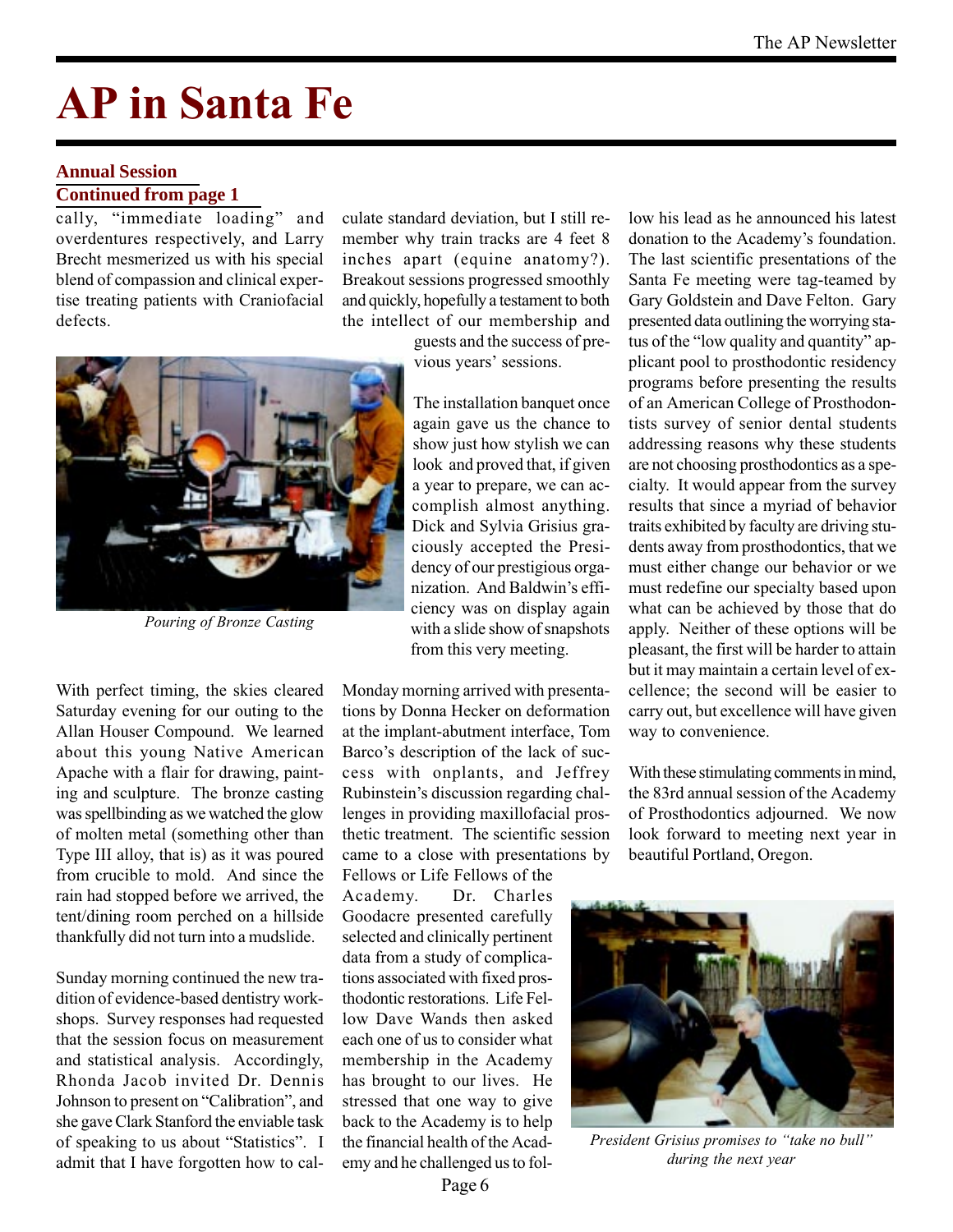# AP in Santa Fe

## Annual Session
### Continued from page 1

cally, "immediate loading" and overdentures respectively, and Larry Brecht mesmerized us with his special blend of compassion and clinical expertise treating patients with Craniofacial defects.

*Pouring of Bronze Casting*

With perfect timing, the skies cleared Saturday evening for our outing to the Allan Houser Compound. We learned about this young Native American Apache with a flair for drawing, painting and sculpture. The bronze casting was spellbinding as we watched the glow of molten metal (something other than Type III alloy, that is) as it was poured from crucible to mold. And since the rain had stopped before we arrived, the tent/dining room perched on a hillside thankfully did not turn into a mudslide.

Sunday morning continued the new tradition of evidence-based dentistry workshops. Survey responses had requested that the session focus on measurement and statistical analysis. Accordingly, Rhonda Jacob invited Dr. Dennis Johnson to present on "Calibration", and she gave Clark Stanford the enviable task of speaking to us about "Statistics". I admit that I have forgotten how to calculate standard deviation, but I still remember why train tracks are 4 feet 8 inches apart (equine anatomy?). Breakout sessions progressed smoothly and quickly, hopefully a testament to both the intellect of our membership and guests and the success of previous years' sessions.

The installation banquet once again gave us the chance to show just how stylish we can look and proved that, if given a year to prepare, we can accomplish almost anything. Dick and Sylvia Grisius graciously accepted the Presidency of our prestigious organization. And Baldwin's efficiency was on display again with a slide show of snapshots from this very meeting.

Monday morning arrived with presentations by Donna Hecker on deformation at the implant-abutment interface, Tom Barco's description of the lack of success with onplants, and Jeffrey Rubinstein's discussion regarding challenges in providing maxillofacial prosthetic treatment. The scientific session came to a close with presentations by Fellows or Life Fellows of the Academy. Dr. Charles Goodacre presented carefully selected and clinically pertinent data from a study of complications associated with fixed prosthodontic restorations. Life Fellow Dave Wands then asked each one of us to consider what membership in the Academy has brought to our lives. He stressed that one way to give back to the Academy is to help the financial health of the Academy and he challenged us to follow his lead as he announced his latest donation to the Academy's foundation. The last scientific presentations of the Santa Fe meeting were tag-teamed by Gary Goldstein and Dave Felton. Gary presented data outlining the worrying status of the "low quality and quantity" applicant pool to prosthodontic residency programs before presenting the results of an American College of Prosthodontists survey of senior dental students addressing reasons why these students are not choosing prosthodontics as a specialty. It would appear from the survey results that since a myriad of behavior traits exhibited by faculty are driving students away from prosthodontics, that we must either change our behavior or we must redefine our specialty based upon what can be achieved by those that do apply. Neither of these options will be pleasant, the first will be harder to attain but it may maintain a certain level of excellence; the second will be easier to carry out, but excellence will have given way to convenience.

With these stimulating comments in mind, the 83rd annual session of the Academy of Prosthodontics adjourned. We now look forward to meeting next year in beautiful Portland, Oregon.

*President Grisius promises to "take no bull" during the next year*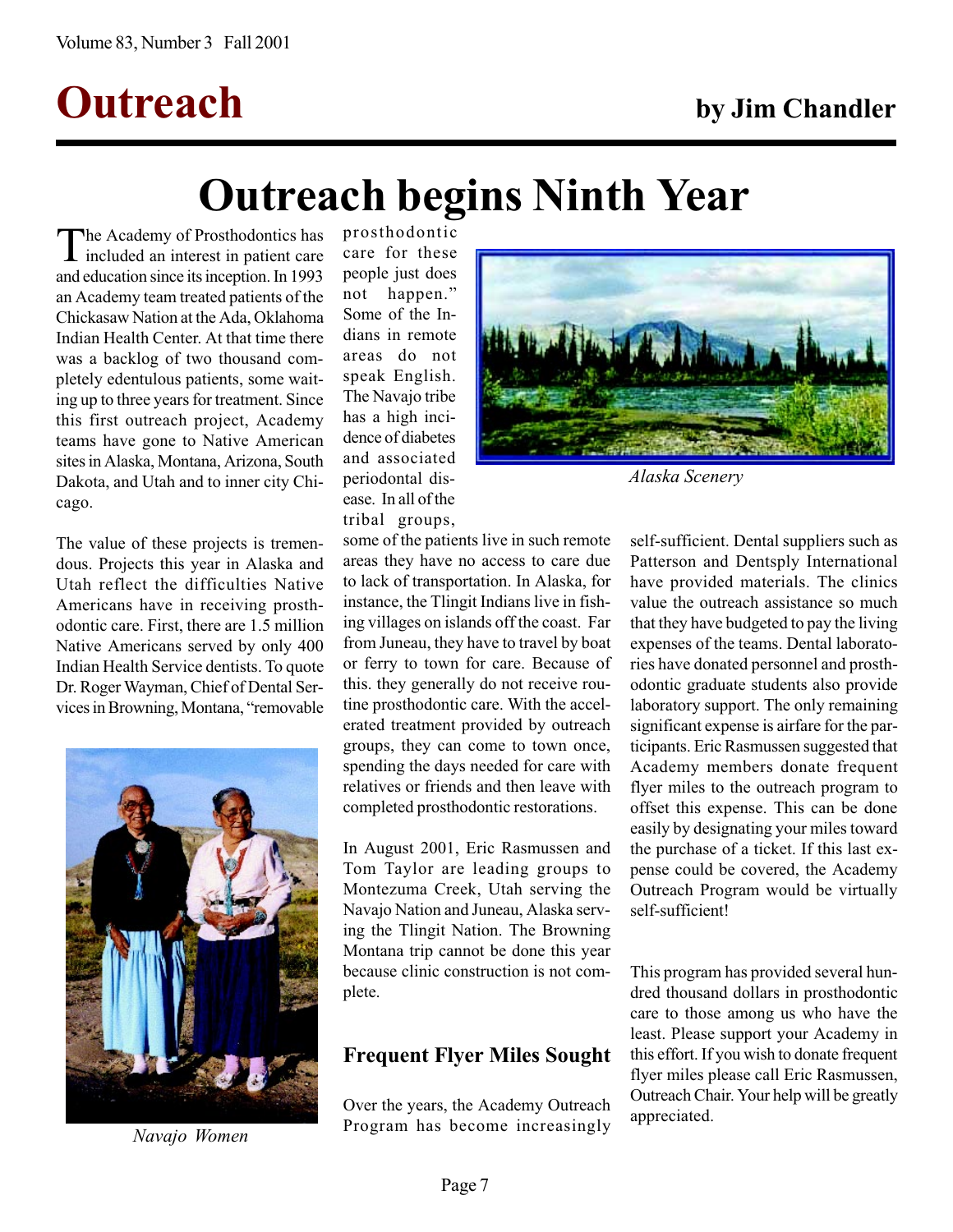# Outreach

**by Jim Chandler**

## Outreach begins Ninth Year

The Academy of Prosthodontics has included an interest in patient care and education since its inception. In 1993 an Academy team treated patients of the Chickasaw Nation at the Ada, Oklahoma Indian Health Center. At that time there was a backlog of two thousand completely edentulous patients, some waiting up to three years for treatment. Since this first outreach project, Academy teams have gone to Native American sites in Alaska, Montana, Arizona, South Dakota, and Utah and to inner city Chicago.

The value of these projects is tremendous. Projects this year in Alaska and Utah reflect the difficulties Native Americans have in receiving prosthodontic care. First, there are 1.5 million Native Americans served by only 400 Indian Health Service dentists. To quote Dr. Roger Wayman, Chief of Dental Services in Browning, Montana, "removable prosthodontic care for these people just does not happen." Some of the Indians in remote areas do not speak English. The Navajo tribe has a high incidence of diabetes and associated periodontal disease. In all of the tribal groups, some of the patients live in such remote areas they have no access to care due to lack of transportation. In Alaska, for instance, the Tlingit Indians live in fishing villages on islands off the coast. Far from Juneau, they have to travel by boat or ferry to town for care. Because of this. they generally do not receive routine prosthodontic care. With the accelerated treatment provided by outreach groups, they can come to town once, spending the days needed for care with relatives or friends and then leave with completed prosthodontic restorations.

*Alaska Scenery*

*Navajo Women*

In August 2001, Eric Rasmussen and Tom Taylor are leading groups to Montezuma Creek, Utah serving the Navajo Nation and Juneau, Alaska serving the Tlingit Nation. The Browning Montana trip cannot be done this year because clinic construction is not complete.

### Frequent Flyer Miles Sought

Over the years, the Academy Outreach Program has become increasingly self-sufficient. Dental suppliers such as Patterson and Dentsply International have provided materials. The clinics value the outreach assistance so much that they have budgeted to pay the living expenses of the teams. Dental laboratories have donated personnel and prosthodontic graduate students also provide laboratory support. The only remaining significant expense is airfare for the participants. Eric Rasmussen suggested that Academy members donate frequent flyer miles to the outreach program to offset this expense. This can be done easily by designating your miles toward the purchase of a ticket. If this last expense could be covered, the Academy Outreach Program would be virtually self-sufficient!

This program has provided several hundred thousand dollars in prosthodontic care to those among us who have the least. Please support your Academy in this effort. If you wish to donate frequent flyer miles please call Eric Rasmussen, Outreach Chair. Your help will be greatly appreciated.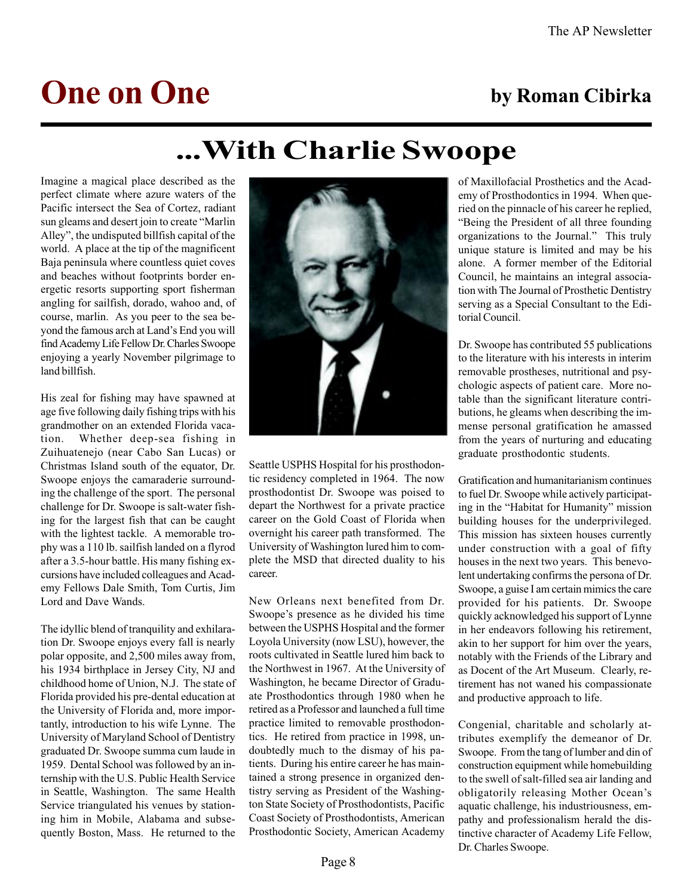# One on One

**by Roman Cibirka**

## ...With Charlie Swoope

Imagine a magical place described as the perfect climate where azure waters of the Pacific intersect the Sea of Cortez, radiant sun gleams and desert join to create "Marlin Alley", the undisputed billfish capital of the world. A place at the tip of the magnificent Baja peninsula where countless quiet coves and beaches without footprints border energetic resorts supporting sport fisherman angling for sailfish, dorado, wahoo and, of course, marlin. As you peer to the sea beyond the famous arch at Land's End you will find Academy Life Fellow Dr. Charles Swoope enjoying a yearly November pilgrimage to land billfish.

His zeal for fishing may have spawned at age five following daily fishing trips with his grandmother on an extended Florida vacation. Whether deep-sea fishing in Zuihuatenejo (near Cabo San Lucas) or Christmas Island south of the equator, Dr. Swoope enjoys the camaraderie surrounding the challenge of the sport. The personal challenge for Dr. Swoope is salt-water fishing for the largest fish that can be caught with the lightest tackle. A memorable trophy was a 110 lb. sailfish landed on a flyrod after a 3.5-hour battle. His many fishing excursions have included colleagues and Academy Fellows Dale Smith, Tom Curtis, Jim Lord and Dave Wands.

The idyllic blend of tranquility and exhilaration Dr. Swoope enjoys every fall is nearly polar opposite, and 2,500 miles away from, his 1934 birthplace in Jersey City, NJ and childhood home of Union, N.J. The state of Florida provided his pre-dental education at the University of Florida and, more importantly, introduction to his wife Lynne. The University of Maryland School of Dentistry graduated Dr. Swoope summa cum laude in 1959. Dental School was followed by an internship with the U.S. Public Health Service in Seattle, Washington. The same Health Service triangulated his venues by stationing him in Mobile, Alabama and subsequently Boston, Mass. He returned to the Seattle USPHS Hospital for his prosthodontic residency completed in 1964. The now prosthodontist Dr. Swoope was poised to depart the Northwest for a private practice career on the Gold Coast of Florida when overnight his career path transformed. The University of Washington lured him to complete the MSD that directed duality to his career.

New Orleans next benefited from Dr. Swoope's presence as he divided his time between the USPHS Hospital and the former Loyola University (now LSU), however, the roots cultivated in Seattle lured him back to the Northwest in 1967. At the University of Washington, he became Director of Graduate Prosthodontics through 1980 when he retired as a Professor and launched a full time practice limited to removable prosthodontics. He retired from practice in 1998, undoubtedly much to the dismay of his patients. During his entire career he has maintained a strong presence in organized dentistry serving as President of the Washington State Society of Prosthodontists, Pacific Coast Society of Prosthodontists, American Prosthodontic Society, American Academy of Maxillofacial Prosthetics and the Academy of Prosthodontics in 1994. When queried on the pinnacle of his career he replied, "Being the President of all three founding organizations to the Journal." This truly unique stature is limited and may be his alone. A former member of the Editorial Council, he maintains an integral association with The Journal of Prosthetic Dentistry serving as a Special Consultant to the Editorial Council.

Dr. Swoope has contributed 55 publications to the literature with his interests in interim removable prostheses, nutritional and psychologic aspects of patient care. More notable than the significant literature contributions, he gleams when describing the immense personal gratification he amassed from the years of nurturing and educating graduate prosthodontic students.

Gratification and humanitarianism continues to fuel Dr. Swoope while actively participating in the "Habitat for Humanity" mission building houses for the underprivileged. This mission has sixteen houses currently under construction with a goal of fifty houses in the next two years. This benevolent undertaking confirms the persona of Dr. Swoope, a guise I am certain mimics the care provided for his patients. Dr. Swoope quickly acknowledged his support of Lynne in her endeavors following his retirement, akin to her support for him over the years, notably with the Friends of the Library and as Docent of the Art Museum. Clearly, retirement has not waned his compassionate and productive approach to life.

Congenial, charitable and scholarly attributes exemplify the demeanor of Dr. Swoope. From the tang of lumber and din of construction equipment while homebuilding to the swell of salt-filled sea air landing and obligatorily releasing Mother Ocean's aquatic challenge, his industriousness, empathy and professionalism herald the distinctive character of Academy Life Fellow, Dr. Charles Swoope.